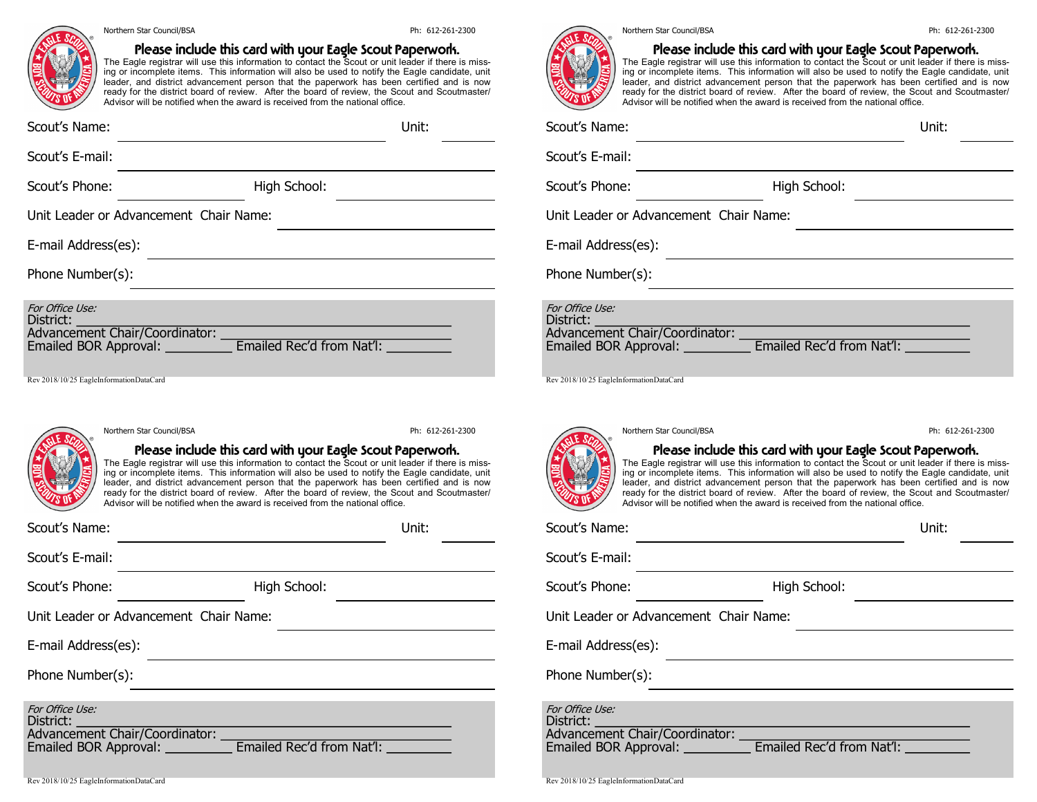Northern Star Council/BSA Ph: 612-261-2300

## Please include this card with your Eagle Scout Paperwork.

The Eagle registrar will use this information to contact the Scout or unit leader if there is missing or incomplete items. This information will also be used to notify the Eagle candidate, unit leader, and district advancement person that the paperwork has been certified and is now ready for the district board of review. After the board of review, the Scout and Scoutmaster/Advisor will be notified when the award is received from the national office.

Scout's Name: ______________________________ Unit: ________

Scout's E-mail: ______________________________

Scout's Phone: ______________ High School: ______________

Unit Leader or Advancement Chair Name: ______________________________

E-mail Address(es): ______________________________

Phone Number(s): ______________________________

*For Office Use:*
District: ______________________________
Advancement Chair/Coordinator: ______________________________
Emailed BOR Approval: _________ Emailed Rec'd from Nat'l: _________

Rev 2018/10/25 EagleInformationDataCard

---

Northern Star Council/BSA Ph: 612-261-2300

## Please include this card with your Eagle Scout Paperwork.

The Eagle registrar will use this information to contact the Scout or unit leader if there is missing or incomplete items. This information will also be used to notify the Eagle candidate, unit leader, and district advancement person that the paperwork has been certified and is now ready for the district board of review. After the board of review, the Scout and Scoutmaster/Advisor will be notified when the award is received from the national office.

Scout's Name: ______________________________ Unit: ________

Scout's E-mail: ______________________________

Scout's Phone: ______________ High School: ______________

Unit Leader or Advancement Chair Name: ______________________________

E-mail Address(es): ______________________________

Phone Number(s): ______________________________

*For Office Use:*
District: ______________________________
Advancement Chair/Coordinator: ______________________________
Emailed BOR Approval: _________ Emailed Rec'd from Nat'l: _________

Rev 2018/10/25 EagleInformationDataCard

---

Northern Star Council/BSA Ph: 612-261-2300

## Please include this card with your Eagle Scout Paperwork.

The Eagle registrar will use this information to contact the Scout or unit leader if there is missing or incomplete items. This information will also be used to notify the Eagle candidate, unit leader, and district advancement person that the paperwork has been certified and is now ready for the district board of review. After the board of review, the Scout and Scoutmaster/Advisor will be notified when the award is received from the national office.

Scout's Name: ______________________________ Unit: ________

Scout's E-mail: ______________________________

Scout's Phone: ______________ High School: ______________

Unit Leader or Advancement Chair Name: ______________________________

E-mail Address(es): ______________________________

Phone Number(s): ______________________________

*For Office Use:*
District: ______________________________
Advancement Chair/Coordinator: ______________________________
Emailed BOR Approval: _________ Emailed Rec'd from Nat'l: _________

Rev 2018/10/25 EagleInformationDataCard

---

Northern Star Council/BSA Ph: 612-261-2300

## Please include this card with your Eagle Scout Paperwork.

The Eagle registrar will use this information to contact the Scout or unit leader if there is missing or incomplete items. This information will also be used to notify the Eagle candidate, unit leader, and district advancement person that the paperwork has been certified and is now ready for the district board of review. After the board of review, the Scout and Scoutmaster/Advisor will be notified when the award is received from the national office.

Scout's Name: ______________________________ Unit: ________

Scout's E-mail: ______________________________

Scout's Phone: ______________ High School: ______________

Unit Leader or Advancement Chair Name: ______________________________

E-mail Address(es): ______________________________

Phone Number(s): ______________________________

*For Office Use:*
District: ______________________________
Advancement Chair/Coordinator: ______________________________
Emailed BOR Approval: _________ Emailed Rec'd from Nat'l: _________

Rev 2018/10/25 EagleInformationDataCard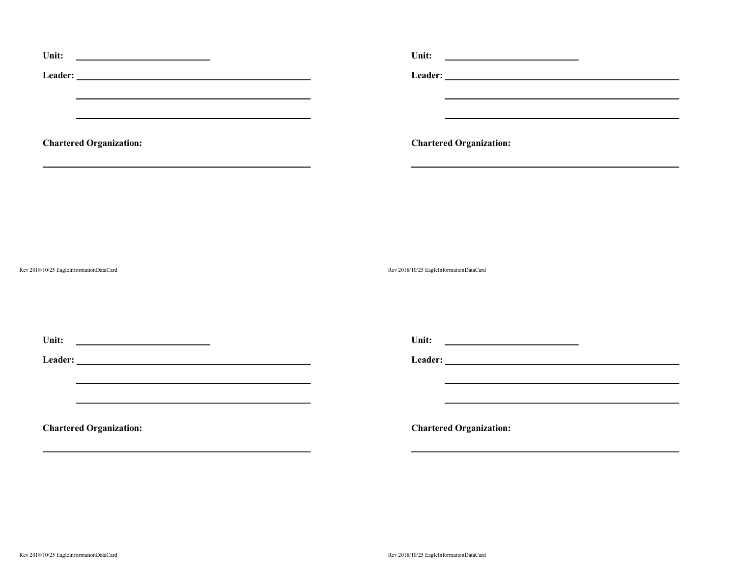**Unit:** ___________________________

**Leader:** _______________________________________________

_______________________________________________

_______________________________________________

**Chartered Organization:**

_______________________________________________________

Rev 2018/10/25 EagleInformationDataCard

**Unit:** ___________________________

**Leader:** _______________________________________________

_______________________________________________

_______________________________________________

**Chartered Organization:**

_______________________________________________________

Rev 2018/10/25 EagleInformationDataCard

**Unit:** ___________________________

**Leader:** _______________________________________________

_______________________________________________

_______________________________________________

**Chartered Organization:**

_______________________________________________________

Rev 2018/10/25 EagleInformationDataCard

**Unit:** ___________________________

**Leader:** _______________________________________________

_______________________________________________

_______________________________________________

**Chartered Organization:**

_______________________________________________________

Rev 2018/10/25 EagleInformationDataCard